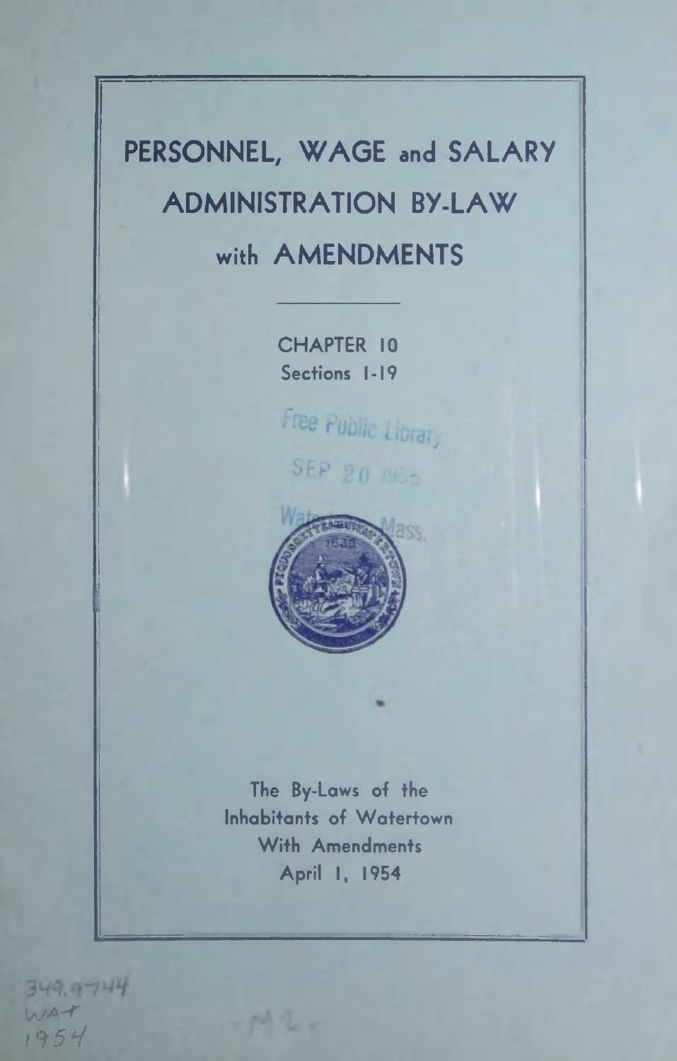# PERSONNEL, WAGE and SALARY ADMINISTRATION BY-LAW with AMENDMENTS

CHAPTER 10
Sections 1-19

Free Public Library
SEP 20 1955
Watertown, Mass.

The By-Laws of the
Inhabitants of Watertown
With Amendments
April 1, 1954

349.9744
WAT
1954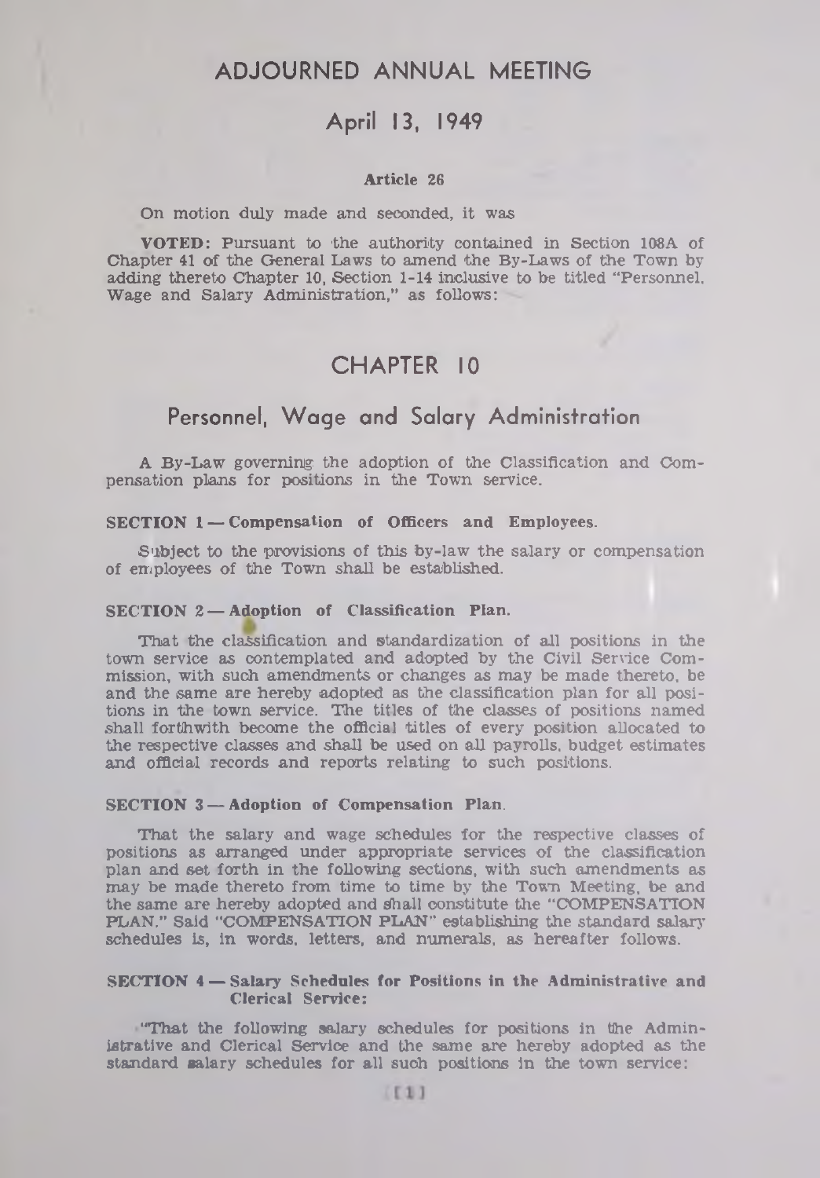# ADJOURNED ANNUAL MEETING

## April 13, 1949

### Article 26

On motion duly made and seconded, it was

**VOTED:** Pursuant to the authority contained in Section 108A of Chapter 41 of the General Laws to amend the By-Laws of the Town by adding thereto Chapter 10, Section 1-14 inclusive to be titled "Personnel, Wage and Salary Administration," as follows:

# CHAPTER 10

## Personnel, Wage and Salary Administration

A By-Law governing the adoption of the Classification and Compensation plans for positions in the Town service.

**SECTION 1 — Compensation of Officers and Employees.**

Subject to the provisions of this by-law the salary or compensation of employees of the Town shall be established.

**SECTION 2 — Adoption of Classification Plan.**

That the classification and standardization of all positions in the town service as contemplated and adopted by the Civil Service Commission, with such amendments or changes as may be made thereto, be and the same are hereby adopted as the classification plan for all positions in the town service. The titles of the classes of positions named shall forthwith become the official titles of every position allocated to the respective classes and shall be used on all payrolls, budget estimates and official records and reports relating to such positions.

**SECTION 3 — Adoption of Compensation Plan.**

That the salary and wage schedules for the respective classes of positions as arranged under appropriate services of the classification plan and set forth in the following sections, with such amendments as may be made thereto from time to time by the Town Meeting, be and the same are hereby adopted and shall constitute the "COMPENSATION PLAN." Said "COMPENSATION PLAN" establishing the standard salary schedules is, in words, letters, and numerals, as hereafter follows.

**SECTION 4 — Salary Schedules for Positions in the Administrative and Clerical Service:**

"That the following salary schedules for positions in the Administrative and Clerical Service and the same are hereby adopted as the standard salary schedules for all such positions in the town service: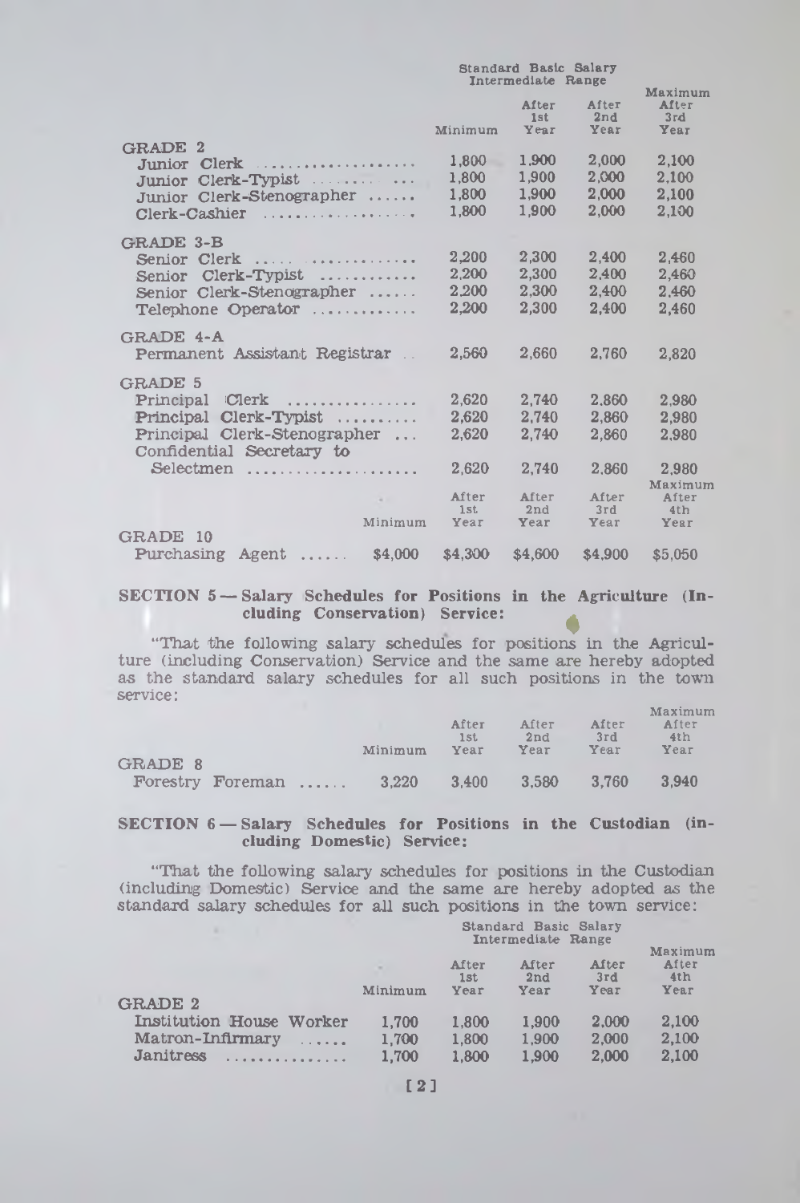| | Minimum | Standard Basic Salary Intermediate Range After 1st Year | After 2nd Year | Maximum After 3rd Year |
|---|---|---|---|---|
| GRADE 2 | | | | |
| Junior Clerk | 1,800 | 1,900 | 2,000 | 2,100 |
| Junior Clerk-Typist | 1,800 | 1,900 | 2,000 | 2,100 |
| Junior Clerk-Stenographer | 1,800 | 1,900 | 2,000 | 2,100 |
| Clerk-Cashier | 1,800 | 1,900 | 2,000 | 2,100 |
| GRADE 3-B | | | | |
| Senior Clerk | 2,200 | 2,300 | 2,400 | 2,460 |
| Senior Clerk-Typist | 2,200 | 2,300 | 2,400 | 2,460 |
| Senior Clerk-Stenographer | 2,200 | 2,300 | 2,400 | 2,460 |
| Telephone Operator | 2,200 | 2,300 | 2,400 | 2,460 |
| GRADE 4-A | | | | |
| Permanent Assistant Registrar | 2,560 | 2,660 | 2,760 | 2,820 |
| GRADE 5 | | | | |
| Principal Clerk | 2,620 | 2,740 | 2,860 | 2,980 |
| Principal Clerk-Typist | 2,620 | 2,740 | 2,860 | 2,980 |
| Principal Clerk-Stenographer | 2,620 | 2,740 | 2,860 | 2,980 |
| Confidential Secretary to Selectmen | 2,620 | 2,740 | 2,860 | 2,980 |

| | Minimum | After 1st Year | After 2nd Year | After 3rd Year | Maximum After 4th Year |
|---|---|---|---|---|---|
| GRADE 10 | | | | | |
| Purchasing Agent | $4,000 | $4,300 | $4,600 | $4,900 | $5,050 |

**SECTION 5 — Salary Schedules for Positions in the Agriculture (Including Conservation) Service:**

"That the following salary schedules for positions in the Agriculture (including Conservation) Service and the same are hereby adopted as the standard salary schedules for all such positions in the town service:

| | Minimum | After 1st Year | After 2nd Year | After 3rd Year | Maximum After 4th Year |
|---|---|---|---|---|---|
| GRADE 8 | | | | | |
| Forestry Foreman | 3,220 | 3,400 | 3,580 | 3,760 | 3,940 |

**SECTION 6 — Salary Schedules for Positions in the Custodian (including Domestic) Service:**

"That the following salary schedules for positions in the Custodian (including Domestic) Service and the same are hereby adopted as the standard salary schedules for all such positions in the town service:

| | Minimum | Standard Basic Salary Intermediate Range After 1st Year | After 2nd Year | After 3rd Year | Maximum After 4th Year |
|---|---|---|---|---|---|
| GRADE 2 | | | | | |
| Institution House Worker | 1,700 | 1,800 | 1,900 | 2,000 | 2,100 |
| Matron-Infirmary | 1,700 | 1,800 | 1,900 | 2,000 | 2,100 |
| Janitress | 1,700 | 1,800 | 1,900 | 2,000 | 2,100 |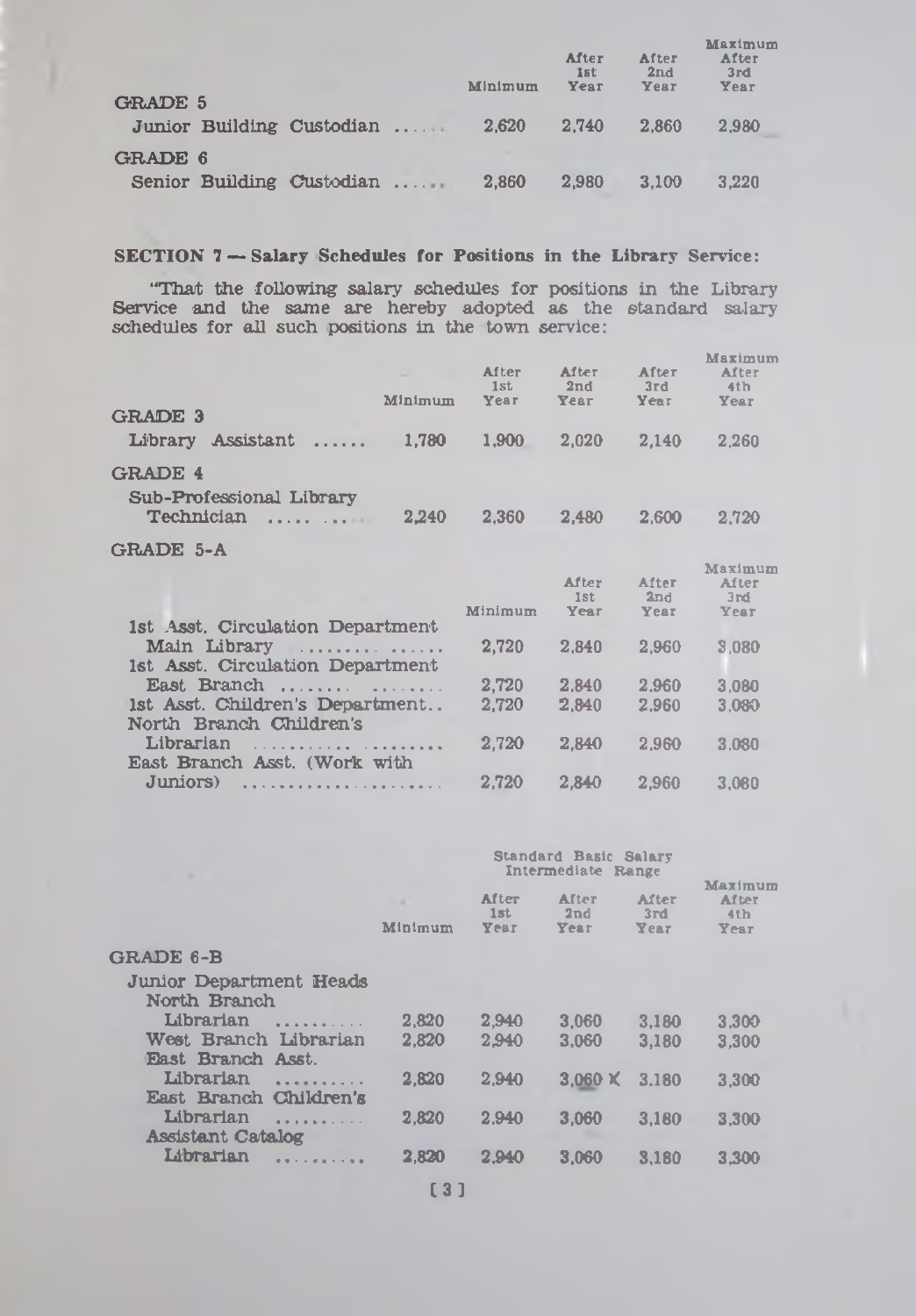| | Minimum | After 1st Year | After 2nd Year | Maximum After 3rd Year |
|---|---|---|---|---|
| GRADE 5 | | | | |
| Junior Building Custodian ...... | 2,620 | 2,740 | 2,860 | 2,980 |
| GRADE 6 | | | | |
| Senior Building Custodian ...... | 2,860 | 2,980 | 3,100 | 3,220 |

## SECTION 7 — Salary Schedules for Positions in the Library Service:

"That the following salary schedules for positions in the Library Service and the same are hereby adopted as the standard salary schedules for all such positions in the town service:

| | Minimum | After 1st Year | After 2nd Year | After 3rd Year | Maximum After 4th Year |
|---|---|---|---|---|---|
| GRADE 3 | | | | | |
| Library Assistant ...... | 1,780 | 1,900 | 2,020 | 2,140 | 2,260 |
| GRADE 4 | | | | | |
| Sub-Professional Library Technician .......... | 2,240 | 2,360 | 2,480 | 2,600 | 2,720 |

GRADE 5-A

| | Minimum | After 1st Year | After 2nd Year | Maximum After 3rd Year |
|---|---|---|---|---|
| 1st Asst. Circulation Department Main Library ............... | 2,720 | 2,840 | 2,960 | 3,080 |
| 1st Asst. Circulation Department East Branch ........ ........ | 2,720 | 2,840 | 2,960 | 3,080 |
| 1st Asst. Children's Department.. | 2,720 | 2,840 | 2,960 | 3,080 |
| North Branch Children's Librarian .......... ........ | 2,720 | 2,840 | 2,960 | 3,080 |
| East Branch Asst. (Work with Juniors) ..................... | 2,720 | 2,840 | 2,960 | 3,080 |

| | Minimum | Standard Basic Salary Intermediate Range After 1st Year | After 2nd Year | After 3rd Year | Maximum After 4th Year |
|---|---|---|---|---|---|
| GRADE 6-B | | | | | |
| Junior Department Heads | | | | | |
| North Branch Librarian .......... | 2,820 | 2,940 | 3,060 | 3,180 | 3,300 |
| West Branch Librarian | 2,820 | 2,940 | 3,060 | 3,180 | 3,300 |
| East Branch Asst. Librarian .......... | 2,820 | 2,940 | 3,060 X | 3,180 | 3,300 |
| East Branch Children's Librarian .......... | 2,820 | 2,940 | 3,060 | 3,180 | 3,300 |
| Assistant Catalog Librarian .......... | 2,820 | 2,940 | 3,060 | 3,180 | 3,300 |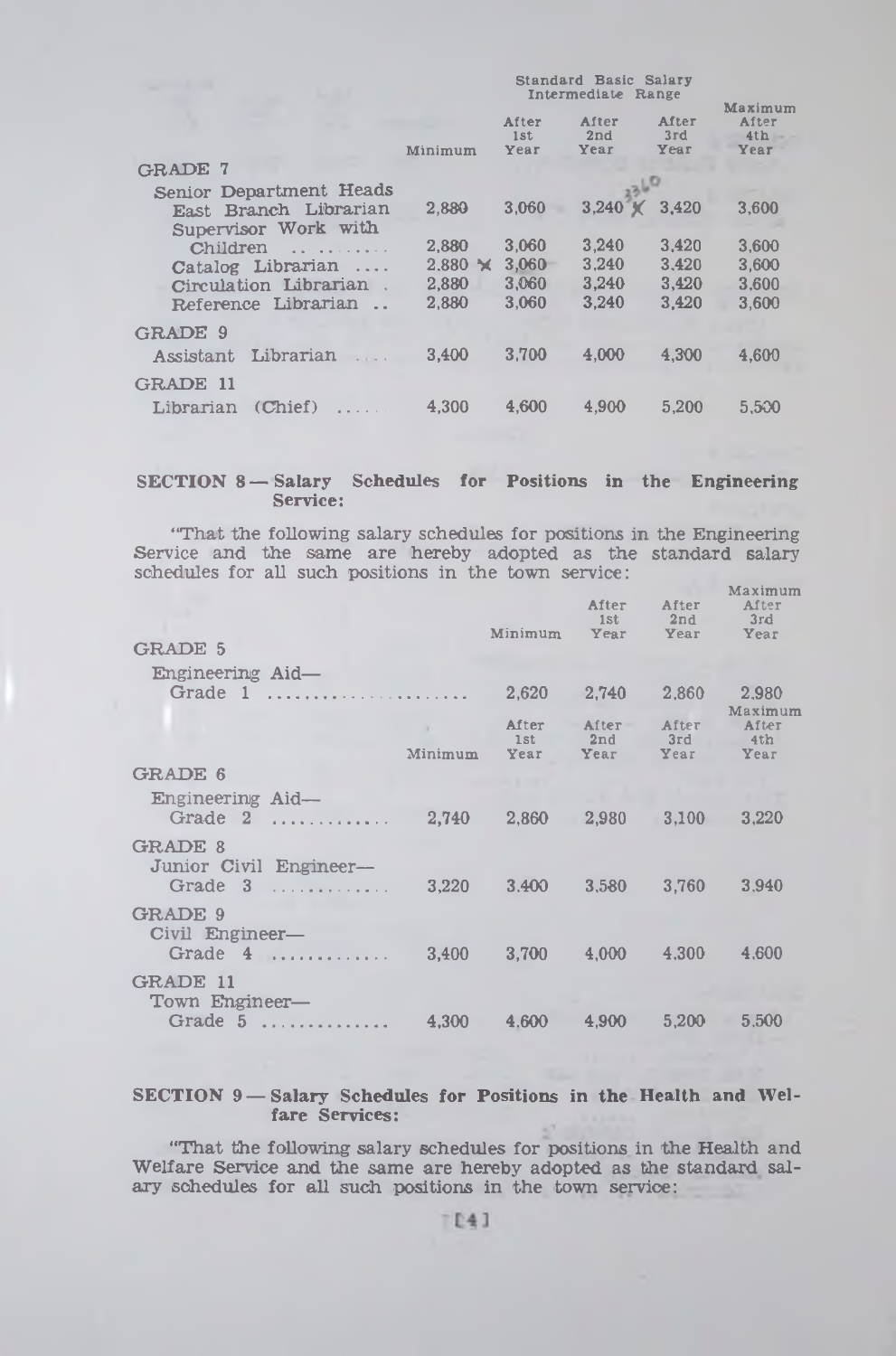| | Minimum | Standard Basic Salary Intermediate Range After 1st Year | After 2nd Year | After 3rd Year | Maximum After 4th Year |
|---|---|---|---|---|---|
| **GRADE 7** | | | | | |
| Senior Department Heads | | | | | |
| East Branch Librarian | 2,880 | 3,060 | 3,240 | 3,420 | 3,600 |
| Supervisor Work with Children | 2,880 | 3,060 | 3,240 | 3,420 | 3,600 |
| Catalog Librarian | 2,880 | 3,060 | 3,240 | 3,420 | 3,600 |
| Circulation Librarian | 2,880 | 3,060 | 3,240 | 3,420 | 3,600 |
| Reference Librarian | 2,880 | 3,060 | 3,240 | 3,420 | 3,600 |
| **GRADE 9** | | | | | |
| Assistant Librarian | 3,400 | 3,700 | 4,000 | 4,300 | 4,600 |
| **GRADE 11** | | | | | |
| Librarian (Chief) | 4,300 | 4,600 | 4,900 | 5,200 | 5,500 |

**SECTION 8 — Salary Schedules for Positions in the Engineering Service:**

"That the following salary schedules for positions in the Engineering Service and the same are hereby adopted as the standard salary schedules for all such positions in the town service:

| | Minimum | After 1st Year | After 2nd Year | Maximum After 3rd Year |
|---|---|---|---|---|
| **GRADE 5** | | | | |
| Engineering Aid— Grade 1 | 2,620 | 2,740 | 2,860 | 2,980 |

| | Minimum | After 1st Year | After 2nd Year | After 3rd Year | Maximum After 4th Year |
|---|---|---|---|---|---|
| **GRADE 6** | | | | | |
| Engineering Aid— Grade 2 | 2,740 | 2,860 | 2,980 | 3,100 | 3,220 |
| **GRADE 8** | | | | | |
| Junior Civil Engineer— Grade 3 | 3,220 | 3,400 | 3,580 | 3,760 | 3,940 |
| **GRADE 9** | | | | | |
| Civil Engineer— Grade 4 | 3,400 | 3,700 | 4,000 | 4,300 | 4,600 |
| **GRADE 11** | | | | | |
| Town Engineer— Grade 5 | 4,300 | 4,600 | 4,900 | 5,200 | 5,500 |

**SECTION 9 — Salary Schedules for Positions in the Health and Welfare Services:**

"That the following salary schedules for positions in the Health and Welfare Service and the same are hereby adopted as the standard salary schedules for all such positions in the town service: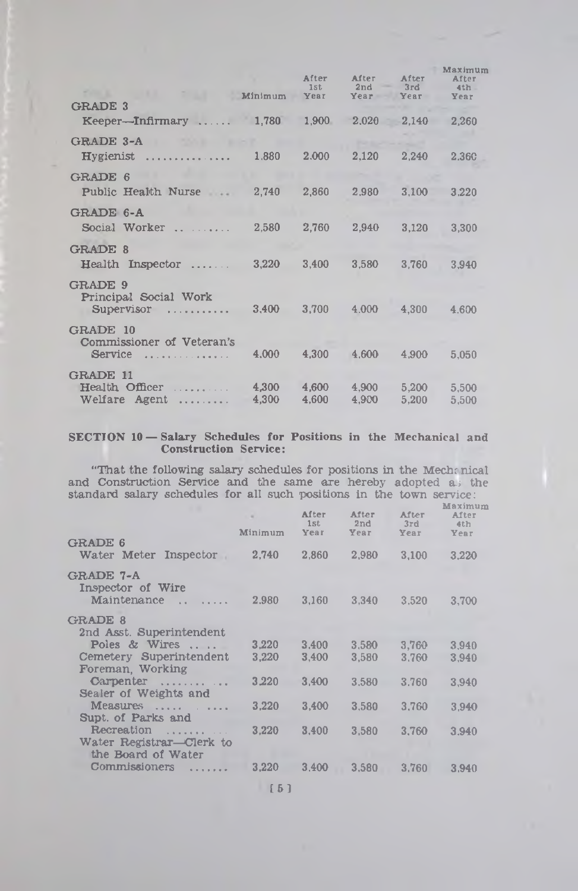| | Minimum | After 1st Year | After 2nd Year | After 3rd Year | Maximum After 4th Year |
|---|---|---|---|---|---|
| **GRADE 3** | | | | | |
| Keeper—Infirmary | 1,780 | 1,900 | 2,020 | 2,140 | 2,260 |
| **GRADE 3-A** | | | | | |
| Hygienist | 1,880 | 2,000 | 2,120 | 2,240 | 2,360 |
| **GRADE 6** | | | | | |
| Public Health Nurse | 2,740 | 2,860 | 2,980 | 3,100 | 3,220 |
| **GRADE 6-A** | | | | | |
| Social Worker | 2,580 | 2,760 | 2,940 | 3,120 | 3,300 |
| **GRADE 8** | | | | | |
| Health Inspector | 3,220 | 3,400 | 3,580 | 3,760 | 3,940 |
| **GRADE 9** | | | | | |
| Principal Social Work Supervisor | 3,400 | 3,700 | 4,000 | 4,300 | 4,600 |
| **GRADE 10** | | | | | |
| Commissioner of Veteran's Service | 4,000 | 4,300 | 4,600 | 4,900 | 5,050 |
| **GRADE 11** | | | | | |
| Health Officer | 4,300 | 4,600 | 4,900 | 5,200 | 5,500 |
| Welfare Agent | 4,300 | 4,600 | 4,900 | 5,200 | 5,500 |

**SECTION 10 — Salary Schedules for Positions in the Mechanical and Construction Service:**

"That the following salary schedules for positions in the Mechanical and Construction Service and the same are hereby adopted as the standard salary schedules for all such positions in the town service:

| | Minimum | After 1st Year | After 2nd Year | After 3rd Year | Maximum After 4th Year |
|---|---|---|---|---|---|
| **GRADE 6** | | | | | |
| Water Meter Inspector | 2,740 | 2,860 | 2,980 | 3,100 | 3,220 |
| **GRADE 7-A** | | | | | |
| Inspector of Wire Maintenance | 2,980 | 3,160 | 3,340 | 3,520 | 3,700 |
| **GRADE 8** | | | | | |
| 2nd Asst. Superintendent Poles & Wires | 3,220 | 3,400 | 3,580 | 3,760 | 3,940 |
| Cemetery Superintendent | 3,220 | 3,400 | 3,580 | 3,760 | 3,940 |
| Foreman, Working Carpenter | 3,220 | 3,400 | 3,580 | 3,760 | 3,940 |
| Sealer of Weights and Measures | 3,220 | 3,400 | 3,580 | 3,760 | 3,940 |
| Supt. of Parks and Recreation | 3,220 | 3,400 | 3,580 | 3,760 | 3,940 |
| Water Registrar—Clerk to the Board of Water Commissioners | 3,220 | 3,400 | 3,580 | 3,760 | 3,940 |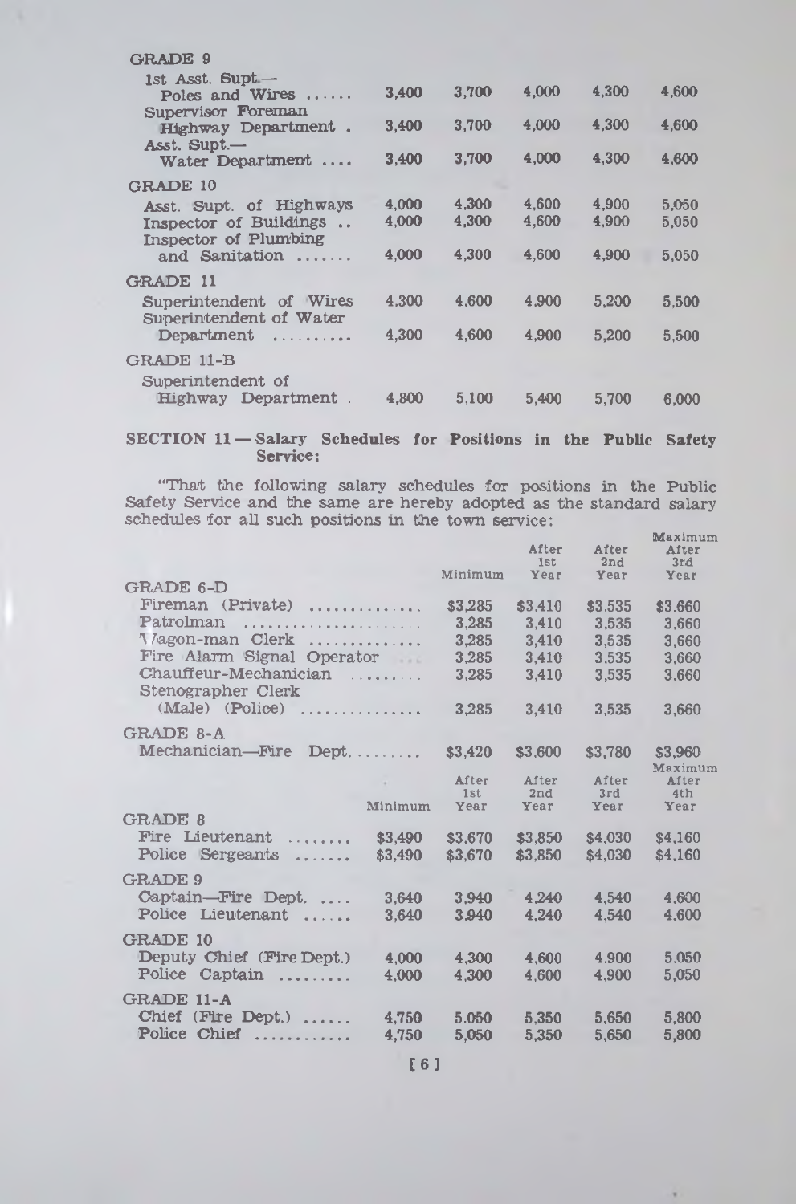| | | | | | |
|---|---|---|---|---|---|
| **GRADE 9** | | | | | |
| 1st Asst. Supt.— Poles and Wires ...... | 3,400 | 3,700 | 4,000 | 4,300 | 4,600 |
| Supervisor Foreman Highway Department . | 3,400 | 3,700 | 4,000 | 4,300 | 4,600 |
| Asst. Supt.— Water Department .... | 3,400 | 3,700 | 4,000 | 4,300 | 4,600 |
| **GRADE 10** | | | | | |
| Asst. Supt. of Highways | 4,000 | 4,300 | 4,600 | 4,900 | 5,050 |
| Inspector of Buildings .. | 4,000 | 4,300 | 4,600 | 4,900 | 5,050 |
| Inspector of Plumbing and Sanitation ....... | 4,000 | 4,300 | 4,600 | 4,900 | 5,050 |
| **GRADE 11** | | | | | |
| Superintendent of Wires | 4,300 | 4,600 | 4,900 | 5,200 | 5,500 |
| Superintendent of Water Department .......... | 4,300 | 4,600 | 4,900 | 5,200 | 5,500 |
| **GRADE 11-B** | | | | | |
| Superintendent of Highway Department . | 4,800 | 5,100 | 5,400 | 5,700 | 6,000 |

**SECTION 11 — Salary Schedules for Positions in the Public Safety Service:**

"That the following salary schedules for positions in the Public Safety Service and the same are hereby adopted as the standard salary schedules for all such positions in the town service:

| | Minimum | After 1st Year | After 2nd Year | Maximum After 3rd Year |
|---|---|---|---|---|
| **GRADE 6-D** | | | | |
| Fireman (Private) ............. | $3,285 | $3,410 | $3,535 | $3,660 |
| Patrolman ...................... | 3,285 | 3,410 | 3,535 | 3,660 |
| Wagon-man Clerk ............. | 3,285 | 3,410 | 3,535 | 3,660 |
| Fire Alarm Signal Operator .... | 3,285 | 3,410 | 3,535 | 3,660 |
| Chauffeur-Mechanician ......... | 3,285 | 3,410 | 3,535 | 3,660 |
| Stenographer Clerk (Male) (Police) .............. | 3,285 | 3,410 | 3,535 | 3,660 |
| **GRADE 8-A** | | | | |
| Mechanician—Fire Dept. ........ | $3,420 | $3,600 | $3,780 | $3,960 |

| | Minimum | After 1st Year | After 2nd Year | After 3rd Year | Maximum After 4th Year |
|---|---|---|---|---|---|
| **GRADE 8** | | | | | |
| Fire Lieutenant ........ | $3,490 | $3,670 | $3,850 | $4,030 | $4,160 |
| Police Sergeants ....... | $3,490 | $3,670 | $3,850 | $4,030 | $4,160 |
| **GRADE 9** | | | | | |
| Captain—Fire Dept. .... | 3,640 | 3,940 | 4,240 | 4,540 | 4,600 |
| Police Lieutenant ...... | 3,640 | 3,940 | 4,240 | 4,540 | 4,600 |
| **GRADE 10** | | | | | |
| Deputy Chief (Fire Dept.) | 4,000 | 4,300 | 4,600 | 4,900 | 5,050 |
| Police Captain ......... | 4,000 | 4,300 | 4,600 | 4,900 | 5,050 |
| **GRADE 11-A** | | | | | |
| Chief (Fire Dept.) ...... | 4,750 | 5,050 | 5,350 | 5,650 | 5,800 |
| Police Chief ............ | 4,750 | 5,050 | 5,350 | 5,650 | 5,800 |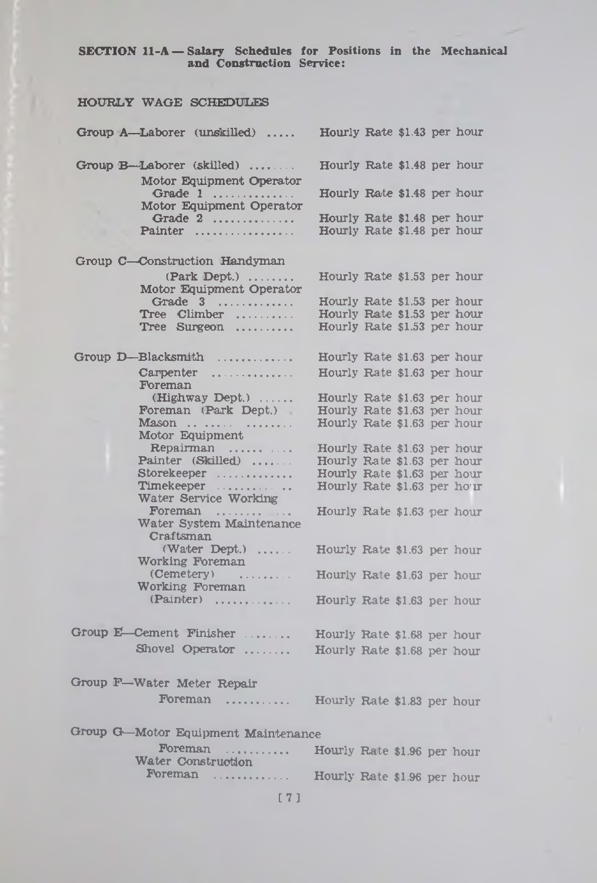**SECTION 11-A — Salary Schedules for Positions in the Mechanical and Construction Service:**

HOURLY WAGE SCHEDULES

| Group | Position | Rate |
|---|---|---|
| Group A | Laborer (unskilled) | Hourly Rate $1.43 per hour |
| Group B | Laborer (skilled) | Hourly Rate $1.48 per hour |
| | Motor Equipment Operator Grade 1 | Hourly Rate $1.48 per hour |
| | Motor Equipment Operator Grade 2 | Hourly Rate $1.48 per hour |
| | Painter | Hourly Rate $1.48 per hour |
| Group C | Construction Handyman (Park Dept.) | Hourly Rate $1.53 per hour |
| | Motor Equipment Operator Grade 3 | Hourly Rate $1.53 per hour |
| | Tree Climber | Hourly Rate $1.53 per hour |
| | Tree Surgeon | Hourly Rate $1.53 per hour |
| Group D | Blacksmith | Hourly Rate $1.63 per hour |
| | Carpenter | Hourly Rate $1.63 per hour |
| | Foreman (Highway Dept.) | Hourly Rate $1.63 per hour |
| | Foreman (Park Dept.) | Hourly Rate $1.63 per hour |
| | Mason | Hourly Rate $1.63 per hour |
| | Motor Equipment Repairman | Hourly Rate $1.63 per hour |
| | Painter (Skilled) | Hourly Rate $1.63 per hour |
| | Storekeeper | Hourly Rate $1.63 per hour |
| | Timekeeper | Hourly Rate $1.63 per hour |
| | Water Service Working Foreman | Hourly Rate $1.63 per hour |
| | Water System Maintenance Craftsman (Water Dept.) | Hourly Rate $1.63 per hour |
| | Working Foreman (Cemetery) | Hourly Rate $1.63 per hour |
| | Working Foreman (Painter) | Hourly Rate $1.63 per hour |
| Group E | Cement Finisher | Hourly Rate $1.68 per hour |
| | Shovel Operator | Hourly Rate $1.68 per hour |
| Group F | Water Meter Repair Foreman | Hourly Rate $1.83 per hour |
| Group G | Motor Equipment Maintenance Foreman | Hourly Rate $1.96 per hour |
| | Water Construction Foreman | Hourly Rate $1.96 per hour |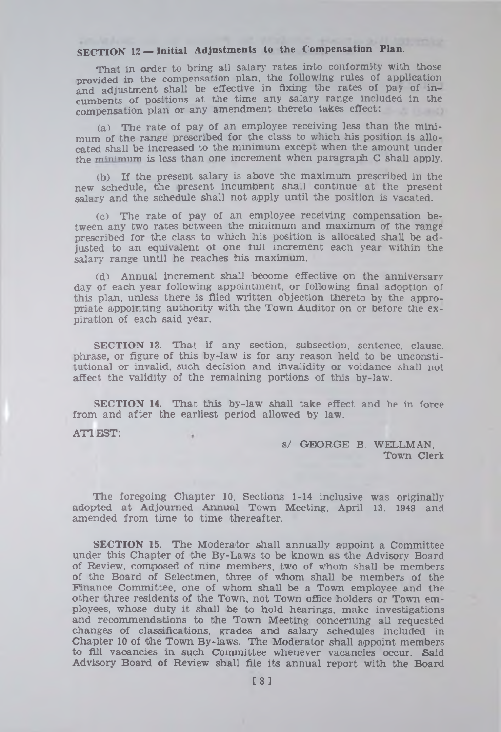## SECTION 12 — Initial Adjustments to the Compensation Plan.

That in order to bring all salary rates into conformity with those provided in the compensation plan, the following rules of application and adjustment shall be effective in fixing the rates of pay of incumbents of positions at the time any salary range included in the compensation plan or any amendment thereto takes effect:

(a) The rate of pay of an employee receiving less than the minimum of the range prescribed for the class to which his position is allocated shall be increased to the minimum except when the amount under the minimum is less than one increment when paragraph C shall apply.

(b) If the present salary is above the maximum prescribed in the new schedule, the present incumbent shall continue at the present salary and the schedule shall not apply until the position is vacated.

(c) The rate of pay of an employee receiving compensation between any two rates between the minimum and maximum of the range prescribed for the class to which his position is allocated shall be adjusted to an equivalent of one full increment each year within the salary range until he reaches his maximum.

(d) Annual increment shall become effective on the anniversary day of each year following appointment, or following final adoption of this plan, unless there is filed written objection thereto by the appropriate appointing authority with the Town Auditor on or before the expiration of each said year.

**SECTION 13.** That if any section, subsection, sentence, clause, phrase, or figure of this by-law is for any reason held to be unconstitutional or invalid, such decision and invalidity or voidance shall not affect the validity of the remaining portions of this by-law.

**SECTION 14.** That this by-law shall take effect and be in force from and after the earliest period allowed by law.

ATTEST:

s/ GEORGE B. WELLMAN,
Town Clerk

The foregoing Chapter 10, Sections 1-14 inclusive was originally adopted at Adjourned Annual Town Meeting, April 13, 1949 and amended from time to time thereafter.

**SECTION 15.** The Moderator shall annually appoint a Committee under this Chapter of the By-Laws to be known as the Advisory Board of Review, composed of nine members, two of whom shall be members of the Board of Selectmen, three of whom shall be members of the Finance Committee, one of whom shall be a Town employee and the other three residents of the Town, not Town office holders or Town employees, whose duty it shall be to hold hearings, make investigations and recommendations to the Town Meeting concerning all requested changes of classifications, grades and salary schedules included in Chapter 10 of the Town By-laws. The Moderator shall appoint members to fill vacancies in such Committee whenever vacancies occur. Said Advisory Board of Review shall file its annual report with the Board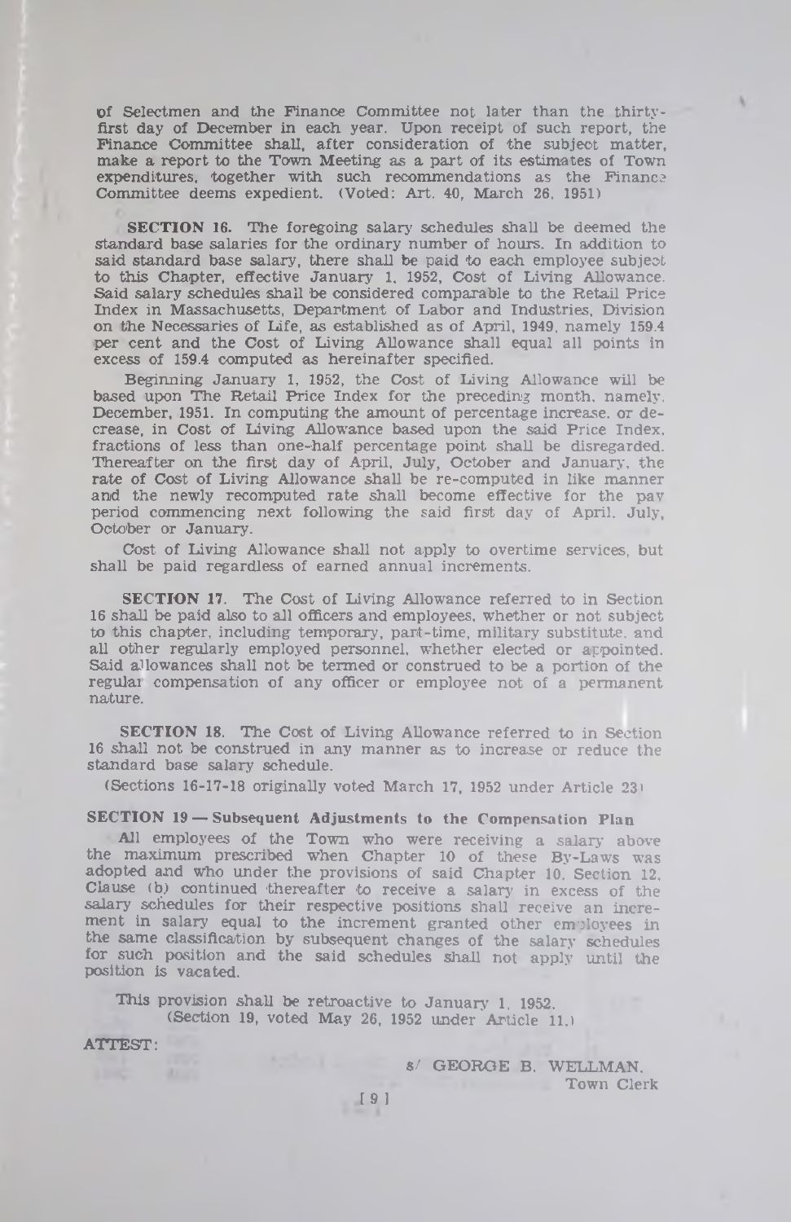of Selectmen and the Finance Committee not later than the thirty-first day of December in each year. Upon receipt of such report, the Finance Committee shall, after consideration of the subject matter, make a report to the Town Meeting as a part of its estimates of Town expenditures, together with such recommendations as the Finance Committee deems expedient. (Voted: Art. 40, March 26, 1951)

**SECTION 16.** The foregoing salary schedules shall be deemed the standard base salaries for the ordinary number of hours. In addition to said standard base salary, there shall be paid to each employee subject to this Chapter, effective January 1, 1952, Cost of Living Allowance. Said salary schedules shall be considered comparable to the Retail Price Index in Massachusetts, Department of Labor and Industries, Division on the Necessaries of Life, as established as of April, 1949, namely 159.4 per cent and the Cost of Living Allowance shall equal all points in excess of 159.4 computed as hereinafter specified.

Beginning January 1, 1952, the Cost of Living Allowance will be based upon The Retail Price Index for the preceding month, namely, December, 1951. In computing the amount of percentage increase, or decrease, in Cost of Living Allowance based upon the said Price Index, fractions of less than one-half percentage point shall be disregarded. Thereafter on the first day of April, July, October and January, the rate of Cost of Living Allowance shall be re-computed in like manner and the newly recomputed rate shall become effective for the pay period commencing next following the said first day of April, July, October or January.

Cost of Living Allowance shall not apply to overtime services, but shall be paid regardless of earned annual increments.

**SECTION 17.** The Cost of Living Allowance referred to in Section 16 shall be paid also to all officers and employees, whether or not subject to this chapter, including temporary, part-time, military substitute, and all other regularly employed personnel, whether elected or appointed. Said allowances shall not be termed or construed to be a portion of the regular compensation of any officer or employee not of a permanent nature.

**SECTION 18.** The Cost of Living Allowance referred to in Section 16 shall not be construed in any manner as to increase or reduce the standard base salary schedule.

(Sections 16-17-18 originally voted March 17, 1952 under Article 23)

**SECTION 19 — Subsequent Adjustments to the Compensation Plan**

All employees of the Town who were receiving a salary above the maximum prescribed when Chapter 10 of these By-Laws was adopted and who under the provisions of said Chapter 10, Section 12, Clause (b) continued thereafter to receive a salary in excess of the salary schedules for their respective positions shall receive an increment in salary equal to the increment granted other employees in the same classification by subsequent changes of the salary schedules for such position and the said schedules shall not apply until the position is vacated.

This provision shall be retroactive to January 1, 1952.
(Section 19, voted May 26, 1952 under Article 11.)

ATTEST:

s/ GEORGE B. WELLMAN,
Town Clerk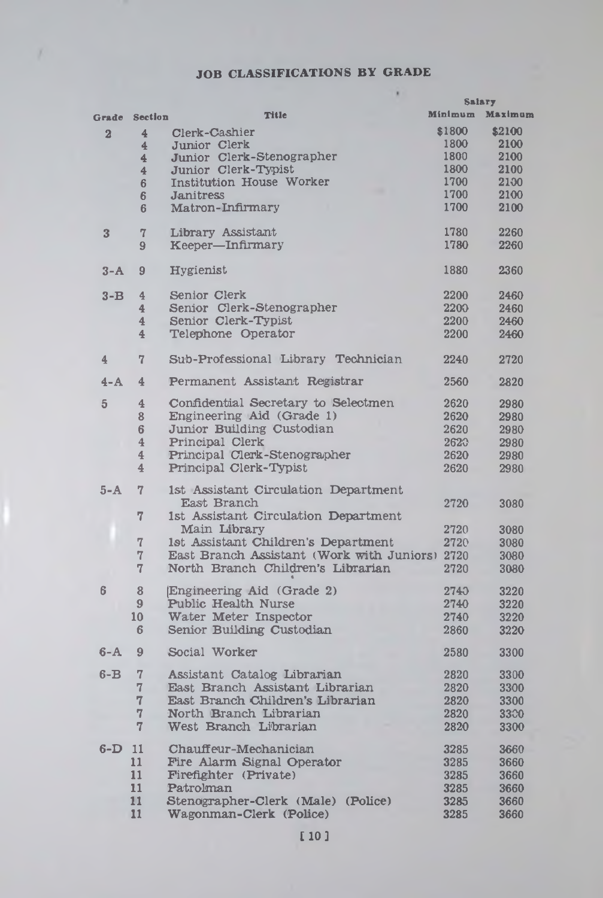# JOB CLASSIFICATIONS BY GRADE

| Grade | Section | Title | Salary Minimum | Salary Maximum |
|---|---|---|---|---|
| 2 | 4 | Clerk-Cashier | $1800 | $2100 |
| | 4 | Junior Clerk | 1800 | 2100 |
| | 4 | Junior Clerk-Stenographer | 1800 | 2100 |
| | 4 | Junior Clerk-Typist | 1800 | 2100 |
| | 6 | Institution House Worker | 1700 | 2100 |
| | 6 | Janitress | 1700 | 2100 |
| | 6 | Matron-Infirmary | 1700 | 2100 |
| 3 | 7 | Library Assistant | 1780 | 2260 |
| | 9 | Keeper—Infirmary | 1780 | 2260 |
| 3-A | 9 | Hygienist | 1880 | 2360 |
| 3-B | 4 | Senior Clerk | 2200 | 2460 |
| | 4 | Senior Clerk-Stenographer | 2200 | 2460 |
| | 4 | Senior Clerk-Typist | 2200 | 2460 |
| | 4 | Telephone Operator | 2200 | 2460 |
| 4 | 7 | Sub-Professional Library Technician | 2240 | 2720 |
| 4-A | 4 | Permanent Assistant Registrar | 2560 | 2820 |
| 5 | 4 | Confidential Secretary to Selectmen | 2620 | 2980 |
| | 8 | Engineering Aid (Grade 1) | 2620 | 2980 |
| | 6 | Junior Building Custodian | 2620 | 2980 |
| | 4 | Principal Clerk | 2620 | 2980 |
| | 4 | Principal Clerk-Stenographer | 2620 | 2980 |
| | 4 | Principal Clerk-Typist | 2620 | 2980 |
| 5-A | 7 | 1st Assistant Circulation Department East Branch | 2720 | 3080 |
| | 7 | 1st Assistant Circulation Department Main Library | 2720 | 3080 |
| | 7 | 1st Assistant Children's Department | 2720 | 3080 |
| | 7 | East Branch Assistant (Work with Juniors) | 2720 | 3080 |
| | 7 | North Branch Children's Librarian | 2720 | 3080 |
| 6 | 8 | Engineering Aid (Grade 2) | 2740 | 3220 |
| | 9 | Public Health Nurse | 2740 | 3220 |
| | 10 | Water Meter Inspector | 2740 | 3220 |
| | 6 | Senior Building Custodian | 2860 | 3220 |
| 6-A | 9 | Social Worker | 2580 | 3300 |
| 6-B | 7 | Assistant Catalog Librarian | 2820 | 3300 |
| | 7 | East Branch Assistant Librarian | 2820 | 3300 |
| | 7 | East Branch Children's Librarian | 2820 | 3300 |
| | 7 | North Branch Librarian | 2820 | 3300 |
| | 7 | West Branch Librarian | 2820 | 3300 |
| 6-D | 11 | Chauffeur-Mechanician | 3285 | 3660 |
| | 11 | Fire Alarm Signal Operator | 3285 | 3660 |
| | 11 | Firefighter (Private) | 3285 | 3660 |
| | 11 | Patrolman | 3285 | 3660 |
| | 11 | Stenographer-Clerk (Male) (Police) | 3285 | 3660 |
| | 11 | Wagonman-Clerk (Police) | 3285 | 3660 |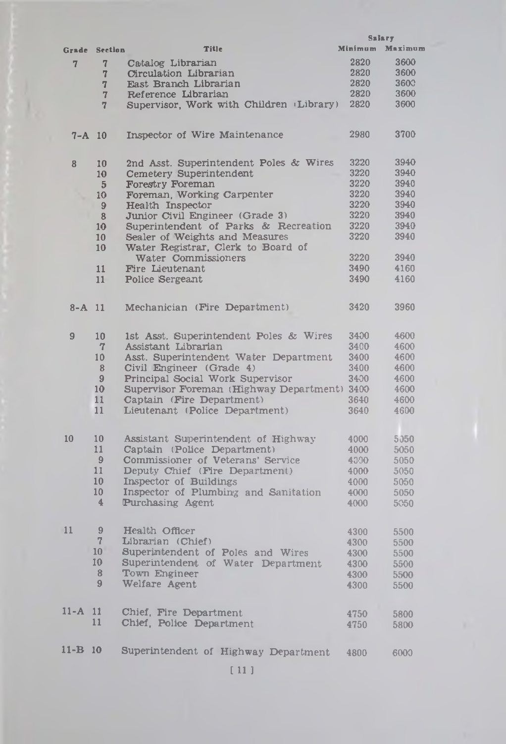| Grade | Section | Title | Salary Minimum | Salary Maximum |
|---|---|---|---|---|
| 7 | 7 | Catalog Librarian | 2820 | 3600 |
| | 7 | Circulation Librarian | 2820 | 3600 |
| | 7 | East Branch Librarian | 2820 | 3600 |
| | 7 | Reference Librarian | 2820 | 3600 |
| | 7 | Supervisor, Work with Children (Library) | 2820 | 3600 |
| 7-A | 10 | Inspector of Wire Maintenance | 2980 | 3700 |
| 8 | 10 | 2nd Asst. Superintendent Poles & Wires | 3220 | 3940 |
| | 10 | Cemetery Superintendent | 3220 | 3940 |
| | 5 | Forestry Foreman | 3220 | 3940 |
| | 10 | Foreman, Working Carpenter | 3220 | 3940 |
| | 9 | Health Inspector | 3220 | 3940 |
| | 8 | Junior Civil Engineer (Grade 3) | 3220 | 3940 |
| | 10 | Superintendent of Parks & Recreation | 3220 | 3940 |
| | 10 | Sealer of Weights and Measures | 3220 | 3940 |
| | 10 | Water Registrar, Clerk to Board of Water Commissioners | 3220 | 3940 |
| | 11 | Fire Lieutenant | 3490 | 4160 |
| | 11 | Police Sergeant | 3490 | 4160 |
| 8-A | 11 | Mechanician (Fire Department) | 3420 | 3960 |
| 9 | 10 | 1st Asst. Superintendent Poles & Wires | 3400 | 4600 |
| | 7 | Assistant Librarian | 3400 | 4600 |
| | 10 | Asst. Superintendent Water Department | 3400 | 4600 |
| | 8 | Civil Engineer (Grade 4) | 3400 | 4600 |
| | 9 | Principal Social Work Supervisor | 3400 | 4600 |
| | 10 | Supervisor Foreman (Highway Department) | 3400 | 4600 |
| | 11 | Captain (Fire Department) | 3640 | 4600 |
| | 11 | Lieutenant (Police Department) | 3640 | 4600 |
| 10 | 10 | Assistant Superintendent of Highway | 4000 | 5050 |
| | 11 | Captain (Police Department) | 4000 | 5050 |
| | 9 | Commissioner of Veterans' Service | 4000 | 5050 |
| | 11 | Deputy Chief (Fire Department) | 4000 | 5050 |
| | 10 | Inspector of Buildings | 4000 | 5050 |
| | 10 | Inspector of Plumbing and Sanitation | 4000 | 5050 |
| | 4 | Purchasing Agent | 4000 | 5050 |
| 11 | 9 | Health Officer | 4300 | 5500 |
| | 7 | Librarian (Chief) | 4300 | 5500 |
| | 10 | Superintendent of Poles and Wires | 4300 | 5500 |
| | 10 | Superintendent of Water Department | 4300 | 5500 |
| | 8 | Town Engineer | 4300 | 5500 |
| | 9 | Welfare Agent | 4300 | 5500 |
| 11-A | 11 | Chief, Fire Department | 4750 | 5800 |
| | 11 | Chief, Police Department | 4750 | 5800 |
| 11-B | 10 | Superintendent of Highway Department | 4800 | 6000 |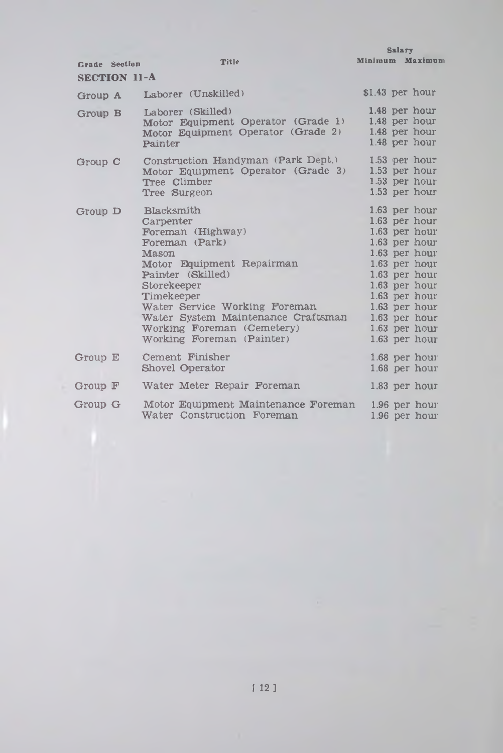| Grade Section | Title | Salary Minimum Maximum |
|---|---|---|
| **SECTION 11-A** | | |
| Group A | Laborer (Unskilled) | $1.43 per hour |
| Group B | Laborer (Skilled) | 1.48 per hour |
| | Motor Equipment Operator (Grade 1) | 1.48 per hour |
| | Motor Equipment Operator (Grade 2) | 1.48 per hour |
| | Painter | 1.48 per hour |
| Group C | Construction Handyman (Park Dept.) | 1.53 per hour |
| | Motor Equipment Operator (Grade 3) | 1.53 per hour |
| | Tree Climber | 1.53 per hour |
| | Tree Surgeon | 1.53 per hour |
| Group D | Blacksmith | 1.63 per hour |
| | Carpenter | 1.63 per hour |
| | Foreman (Highway) | 1.63 per hour |
| | Foreman (Park) | 1.63 per hour |
| | Mason | 1.63 per hour |
| | Motor Equipment Repairman | 1.63 per hour |
| | Painter (Skilled) | 1.63 per hour |
| | Storekeeper | 1.63 per hour |
| | Timekeeper | 1.63 per hour |
| | Water Service Working Foreman | 1.63 per hour |
| | Water System Maintenance Craftsman | 1.63 per hour |
| | Working Foreman (Cemetery) | 1.63 per hour |
| | Working Foreman (Painter) | 1.63 per hour |
| Group E | Cement Finisher | 1.68 per hour |
| | Shovel Operator | 1.68 per hour |
| Group F | Water Meter Repair Foreman | 1.83 per hour |
| Group G | Motor Equipment Maintenance Foreman | 1.96 per hour |
| | Water Construction Foreman | 1.96 per hour |